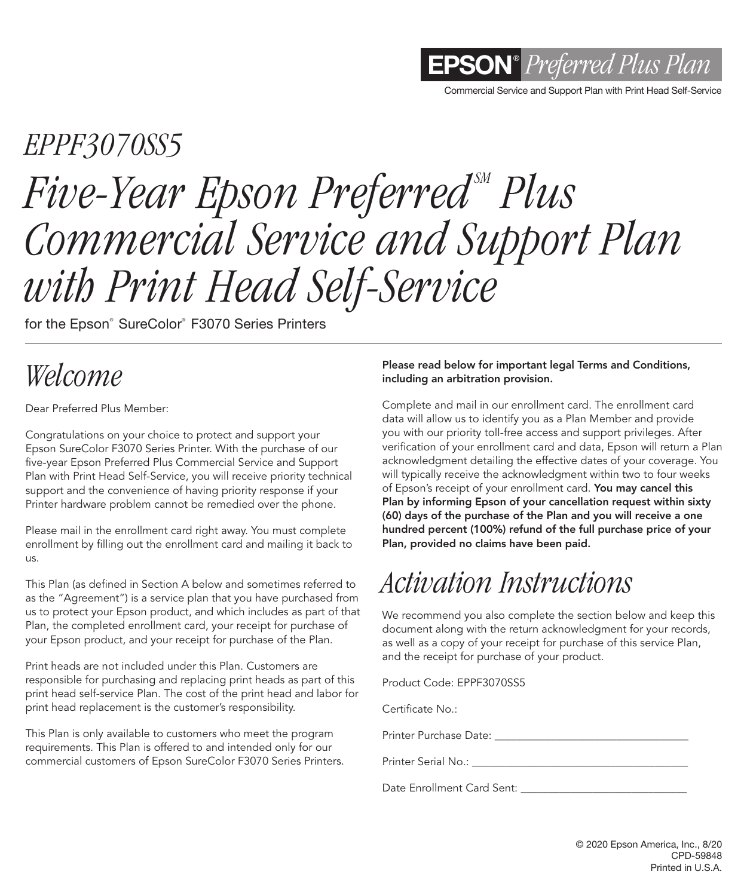**EPSON**® *Preferred Plus Plan*

Commercial Service and Support Plan with Print Head Self-Service

*EPPF3070SS5*

# *Five-Year Epson Preferred℠ Plus Commercial Service and Support Plan with Print Head Self-Service*

for the Epson® SureColor® F3070 Series Printers

## *Welcome*

Dear Preferred Plus Member:

Congratulations on your choice to protect and support your Epson SureColor F3070 Series Printer. With the purchase of our five-year Epson Preferred Plus Commercial Service and Support Plan with Print Head Self-Service, you will receive priority technical support and the convenience of having priority response if your Printer hardware problem cannot be remedied over the phone.

Please mail in the enrollment card right away. You must complete enrollment by filling out the enrollment card and mailing it back to us.

This Plan (as defined in Section A below and sometimes referred to as the "Agreement") is a service plan that you have purchased from us to protect your Epson product, and which includes as part of that Plan, the completed enrollment card, your receipt for purchase of your Epson product, and your receipt for purchase of the Plan.

Print heads are not included under this Plan. Customers are responsible for purchasing and replacing print heads as part of this print head self-service Plan. The cost of the print head and labor for print head replacement is the customer's responsibility.

This Plan is only available to customers who meet the program requirements. This Plan is offered to and intended only for our commercial customers of Epson SureColor F3070 Series Printers.

**Please read below for important legal Terms and Conditions, including an arbitration provision.**

Complete and mail in our enrollment card. The enrollment card data will allow us to identify you as a Plan Member and provide you with our priority toll-free access and support privileges. After verification of your enrollment card and data, Epson will return a Plan acknowledgment detailing the effective dates of your coverage. You will typically receive the acknowledgment within two to four weeks of Epson's receipt of your enrollment card. **You may cancel this Plan by informing Epson of your cancellation request within sixty (60) days of the purchase of the Plan and you will receive a one hundred percent (100%) refund of the full purchase price of your Plan, provided no claims have been paid.**

## *Activation Instructions*

We recommend you also complete the section below and keep this document along with the return acknowledgment for your records, as well as a copy of your receipt for purchase of this service Plan, and the receipt for purchase of your product.

Product Code: EPPF3070SS5

Certificate No.:

Printer Purchase Date: ___________________________________

Printer Serial No.: ______________________________________

Date Enrollment Card Sent: ______________________________

© 2020 Epson America, Inc., 8/20
CPD-59848
Printed in U.S.A.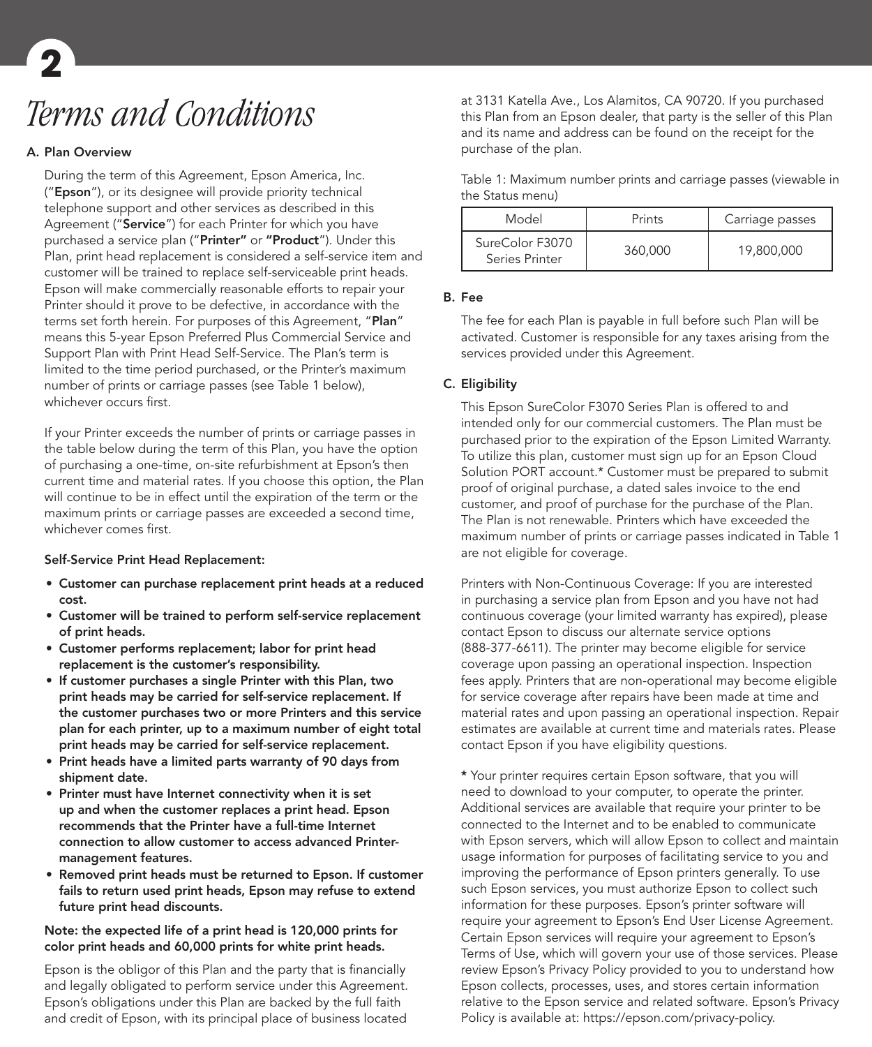# Terms and Conditions

## A. Plan Overview

During the term of this Agreement, Epson America, Inc. ("**Epson**"), or its designee will provide priority technical telephone support and other services as described in this Agreement ("**Service**") for each Printer for which you have purchased a service plan ("**Printer"** or **"Product**"). Under this Plan, print head replacement is considered a self-service item and customer will be trained to replace self-serviceable print heads. Epson will make commercially reasonable efforts to repair your Printer should it prove to be defective, in accordance with the terms set forth herein. For purposes of this Agreement, "**Plan**" means this 5-year Epson Preferred Plus Commercial Service and Support Plan with Print Head Self-Service. The Plan's term is limited to the time period purchased, or the Printer's maximum number of prints or carriage passes (see Table 1 below), whichever occurs first.

If your Printer exceeds the number of prints or carriage passes in the table below during the term of this Plan, you have the option of purchasing a one-time, on-site refurbishment at Epson's then current time and material rates. If you choose this option, the Plan will continue to be in effect until the expiration of the term or the maximum prints or carriage passes are exceeded a second time, whichever comes first.

**Self-Service Print Head Replacement:**

- **Customer can purchase replacement print heads at a reduced cost.**
- **Customer will be trained to perform self-service replacement of print heads.**
- **Customer performs replacement; labor for print head replacement is the customer's responsibility.**
- **If customer purchases a single Printer with this Plan, two print heads may be carried for self-service replacement. If the customer purchases two or more Printers and this service plan for each printer, up to a maximum number of eight total print heads may be carried for self-service replacement.**
- **Print heads have a limited parts warranty of 90 days from shipment date.**
- **Printer must have Internet connectivity when it is set up and when the customer replaces a print head. Epson recommends that the Printer have a full-time Internet connection to allow customer to access advanced Printer-management features.**
- **Removed print heads must be returned to Epson. If customer fails to return used print heads, Epson may refuse to extend future print head discounts.**

**Note: the expected life of a print head is 120,000 prints for color print heads and 60,000 prints for white print heads.**

Epson is the obligor of this Plan and the party that is financially and legally obligated to perform service under this Agreement. Epson's obligations under this Plan are backed by the full faith and credit of Epson, with its principal place of business located at 3131 Katella Ave., Los Alamitos, CA 90720. If you purchased this Plan from an Epson dealer, that party is the seller of this Plan and its name and address can be found on the receipt for the purchase of the plan.

Table 1: Maximum number prints and carriage passes (viewable in the Status menu)

| Model | Prints | Carriage passes |
|---|---|---|
| SureColor F3070 Series Printer | 360,000 | 19,800,000 |

## B. Fee

The fee for each Plan is payable in full before such Plan will be activated. Customer is responsible for any taxes arising from the services provided under this Agreement.

## C. Eligibility

This Epson SureColor F3070 Series Plan is offered to and intended only for our commercial customers. The Plan must be purchased prior to the expiration of the Epson Limited Warranty. To utilize this plan, customer must sign up for an Epson Cloud Solution PORT account.* Customer must be prepared to submit proof of original purchase, a dated sales invoice to the end customer, and proof of purchase for the purchase of the Plan. The Plan is not renewable. Printers which have exceeded the maximum number of prints or carriage passes indicated in Table 1 are not eligible for coverage.

Printers with Non-Continuous Coverage: If you are interested in purchasing a service plan from Epson and you have not had continuous coverage (your limited warranty has expired), please contact Epson to discuss our alternate service options (888-377-6611). The printer may become eligible for service coverage upon passing an operational inspection. Inspection fees apply. Printers that are non-operational may become eligible for service coverage after repairs have been made at time and material rates and upon passing an operational inspection. Repair estimates are available at current time and materials rates. Please contact Epson if you have eligibility questions.

\* Your printer requires certain Epson software, that you will need to download to your computer, to operate the printer. Additional services are available that require your printer to be connected to the Internet and to be enabled to communicate with Epson servers, which will allow Epson to collect and maintain usage information for purposes of facilitating service to you and improving the performance of Epson printers generally. To use such Epson services, you must authorize Epson to collect such information for these purposes. Epson's printer software will require your agreement to Epson's End User License Agreement. Certain Epson services will require your agreement to Epson's Terms of Use, which will govern your use of those services. Please review Epson's Privacy Policy provided to you to understand how Epson collects, processes, uses, and stores certain information relative to the Epson service and related software. Epson's Privacy Policy is available at: https://epson.com/privacy-policy.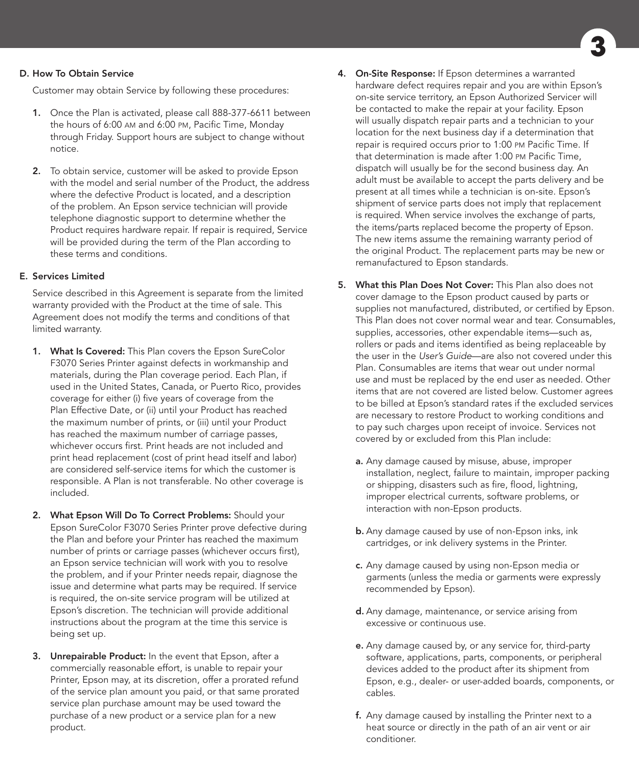### D. How To Obtain Service

Customer may obtain Service by following these procedures:

1. Once the Plan is activated, please call 888-377-6611 between the hours of 6:00 AM and 6:00 PM, Pacific Time, Monday through Friday. Support hours are subject to change without notice.

2. To obtain service, customer will be asked to provide Epson with the model and serial number of the Product, the address where the defective Product is located, and a description of the problem. An Epson service technician will provide telephone diagnostic support to determine whether the Product requires hardware repair. If repair is required, Service will be provided during the term of the Plan according to these terms and conditions.

### E. Services Limited

Service described in this Agreement is separate from the limited warranty provided with the Product at the time of sale. This Agreement does not modify the terms and conditions of that limited warranty.

1. **What Is Covered:** This Plan covers the Epson SureColor F3070 Series Printer against defects in workmanship and materials, during the Plan coverage period. Each Plan, if used in the United States, Canada, or Puerto Rico, provides coverage for either (i) five years of coverage from the Plan Effective Date, or (ii) until your Product has reached the maximum number of prints, or (iii) until your Product has reached the maximum number of carriage passes, whichever occurs first. Print heads are not included and print head replacement (cost of print head itself and labor) are considered self-service items for which the customer is responsible. A Plan is not transferable. No other coverage is included.

2. **What Epson Will Do To Correct Problems:** Should your Epson SureColor F3070 Series Printer prove defective during the Plan and before your Printer has reached the maximum number of prints or carriage passes (whichever occurs first), an Epson service technician will work with you to resolve the problem, and if your Printer needs repair, diagnose the issue and determine what parts may be required. If service is required, the on-site service program will be utilized at Epson's discretion. The technician will provide additional instructions about the program at the time this service is being set up.

3. **Unrepairable Product:** In the event that Epson, after a commercially reasonable effort, is unable to repair your Printer, Epson may, at its discretion, offer a prorated refund of the service plan amount you paid, or that same prorated service plan purchase amount may be used toward the purchase of a new product or a service plan for a new product.

4. **On-Site Response:** If Epson determines a warranted hardware defect requires repair and you are within Epson's on-site service territory, an Epson Authorized Servicer will be contacted to make the repair at your facility. Epson will usually dispatch repair parts and a technician to your location for the next business day if a determination that repair is required occurs prior to 1:00 PM Pacific Time. If that determination is made after 1:00 PM Pacific Time, dispatch will usually be for the second business day. An adult must be available to accept the parts delivery and be present at all times while a technician is on-site. Epson's shipment of service parts does not imply that replacement is required. When service involves the exchange of parts, the items/parts replaced become the property of Epson. The new items assume the remaining warranty period of the original Product. The replacement parts may be new or remanufactured to Epson standards.

5. **What this Plan Does Not Cover:** This Plan also does not cover damage to the Epson product caused by parts or supplies not manufactured, distributed, or certified by Epson. This Plan does not cover normal wear and tear. Consumables, supplies, accessories, other expendable items—such as, rollers or pads and items identified as being replaceable by the user in the *User's Guide*—are also not covered under this Plan. Consumables are items that wear out under normal use and must be replaced by the end user as needed. Other items that are not covered are listed below. Customer agrees to be billed at Epson's standard rates if the excluded services are necessary to restore Product to working conditions and to pay such charges upon receipt of invoice. Services not covered by or excluded from this Plan include:

   **a.** Any damage caused by misuse, abuse, improper installation, neglect, failure to maintain, improper packing or shipping, disasters such as fire, flood, lightning, improper electrical currents, software problems, or interaction with non-Epson products.

   **b.** Any damage caused by use of non-Epson inks, ink cartridges, or ink delivery systems in the Printer.

   **c.** Any damage caused by using non-Epson media or garments (unless the media or garments were expressly recommended by Epson).

   **d.** Any damage, maintenance, or service arising from excessive or continuous use.

   **e.** Any damage caused by, or any service for, third-party software, applications, parts, components, or peripheral devices added to the product after its shipment from Epson, e.g., dealer- or user-added boards, components, or cables.

   **f.** Any damage caused by installing the Printer next to a heat source or directly in the path of an air vent or air conditioner.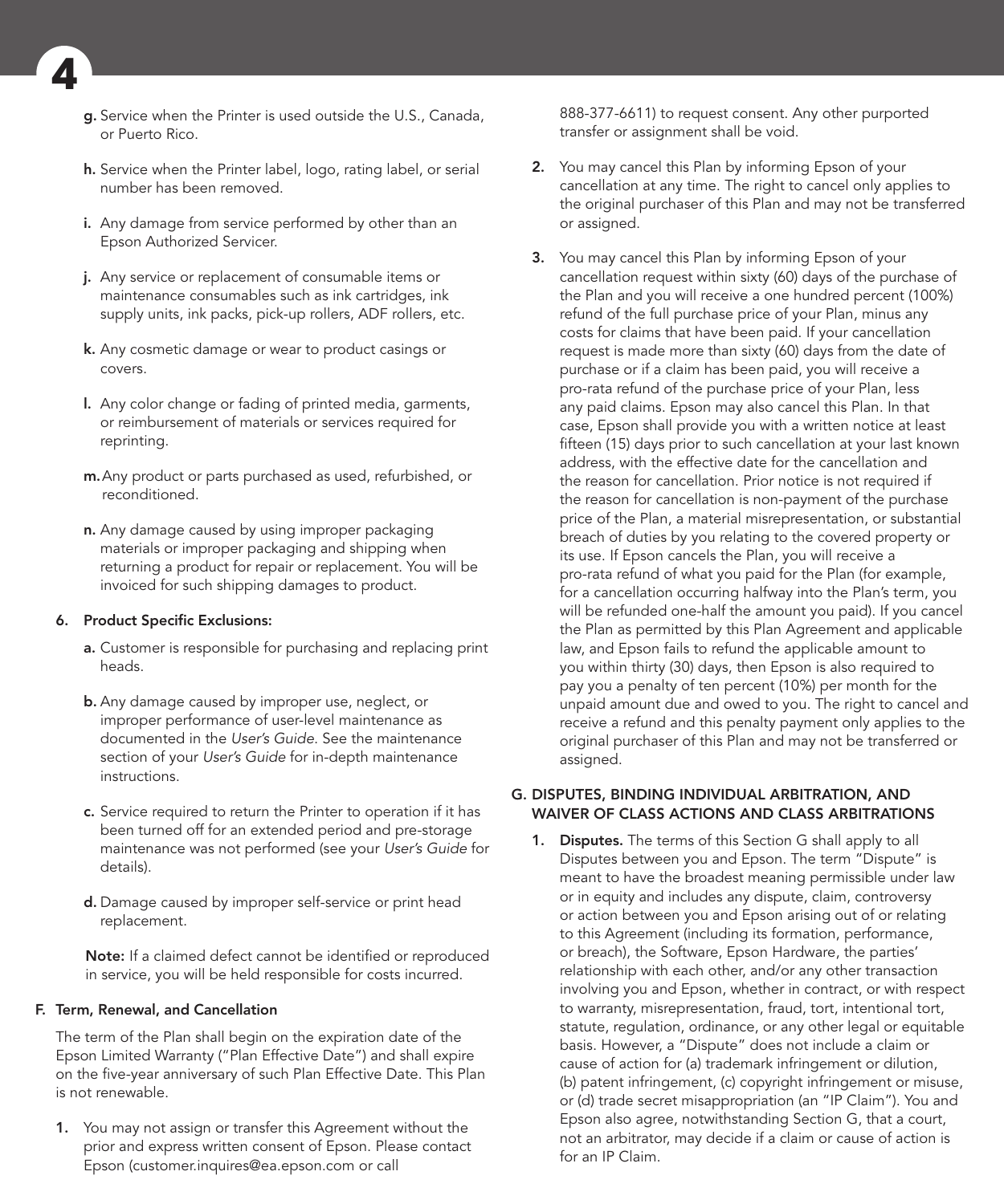g. Service when the Printer is used outside the U.S., Canada, or Puerto Rico.

h. Service when the Printer label, logo, rating label, or serial number has been removed.

i. Any damage from service performed by other than an Epson Authorized Servicer.

j. Any service or replacement of consumable items or maintenance consumables such as ink cartridges, ink supply units, ink packs, pick-up rollers, ADF rollers, etc.

k. Any cosmetic damage or wear to product casings or covers.

l. Any color change or fading of printed media, garments, or reimbursement of materials or services required for reprinting.

m. Any product or parts purchased as used, refurbished, or reconditioned.

n. Any damage caused by using improper packaging materials or improper packaging and shipping when returning a product for repair or replacement. You will be invoiced for such shipping damages to product.

6. **Product Specific Exclusions:**

a. Customer is responsible for purchasing and replacing print heads.

b. Any damage caused by improper use, neglect, or improper performance of user-level maintenance as documented in the *User's Guide*. See the maintenance section of your *User's Guide* for in-depth maintenance instructions.

c. Service required to return the Printer to operation if it has been turned off for an extended period and pre-storage maintenance was not performed (see your *User's Guide* for details).

d. Damage caused by improper self-service or print head replacement.

**Note:** If a claimed defect cannot be identified or reproduced in service, you will be held responsible for costs incurred.

## F. Term, Renewal, and Cancellation

The term of the Plan shall begin on the expiration date of the Epson Limited Warranty ("Plan Effective Date") and shall expire on the five-year anniversary of such Plan Effective Date. This Plan is not renewable.

1. You may not assign or transfer this Agreement without the prior and express written consent of Epson. Please contact Epson (customer.inquires@ea.epson.com or call 888-377-6611) to request consent. Any other purported transfer or assignment shall be void.

2. You may cancel this Plan by informing Epson of your cancellation at any time. The right to cancel only applies to the original purchaser of this Plan and may not be transferred or assigned.

3. You may cancel this Plan by informing Epson of your cancellation request within sixty (60) days of the purchase of the Plan and you will receive a one hundred percent (100%) refund of the full purchase price of your Plan, minus any costs for claims that have been paid. If your cancellation request is made more than sixty (60) days from the date of purchase or if a claim has been paid, you will receive a pro-rata refund of the purchase price of your Plan, less any paid claims. Epson may also cancel this Plan. In that case, Epson shall provide you with a written notice at least fifteen (15) days prior to such cancellation at your last known address, with the effective date for the cancellation and the reason for cancellation. Prior notice is not required if the reason for cancellation is non-payment of the purchase price of the Plan, a material misrepresentation, or substantial breach of duties by you relating to the covered property or its use. If Epson cancels the Plan, you will receive a pro-rata refund of what you paid for the Plan (for example, for a cancellation occurring halfway into the Plan's term, you will be refunded one-half the amount you paid). If you cancel the Plan as permitted by this Plan Agreement and applicable law, and Epson fails to refund the applicable amount to you within thirty (30) days, then Epson is also required to pay you a penalty of ten percent (10%) per month for the unpaid amount due and owed to you. The right to cancel and receive a refund and this penalty payment only applies to the original purchaser of this Plan and may not be transferred or assigned.

## G. DISPUTES, BINDING INDIVIDUAL ARBITRATION, AND WAIVER OF CLASS ACTIONS AND CLASS ARBITRATIONS

1. **Disputes.** The terms of this Section G shall apply to all Disputes between you and Epson. The term "Dispute" is meant to have the broadest meaning permissible under law or in equity and includes any dispute, claim, controversy or action between you and Epson arising out of or relating to this Agreement (including its formation, performance, or breach), the Software, Epson Hardware, the parties' relationship with each other, and/or any other transaction involving you and Epson, whether in contract, or with respect to warranty, misrepresentation, fraud, tort, intentional tort, statute, regulation, ordinance, or any other legal or equitable basis. However, a "Dispute" does not include a claim or cause of action for (a) trademark infringement or dilution, (b) patent infringement, (c) copyright infringement or misuse, or (d) trade secret misappropriation (an "IP Claim"). You and Epson also agree, notwithstanding Section G, that a court, not an arbitrator, may decide if a claim or cause of action is for an IP Claim.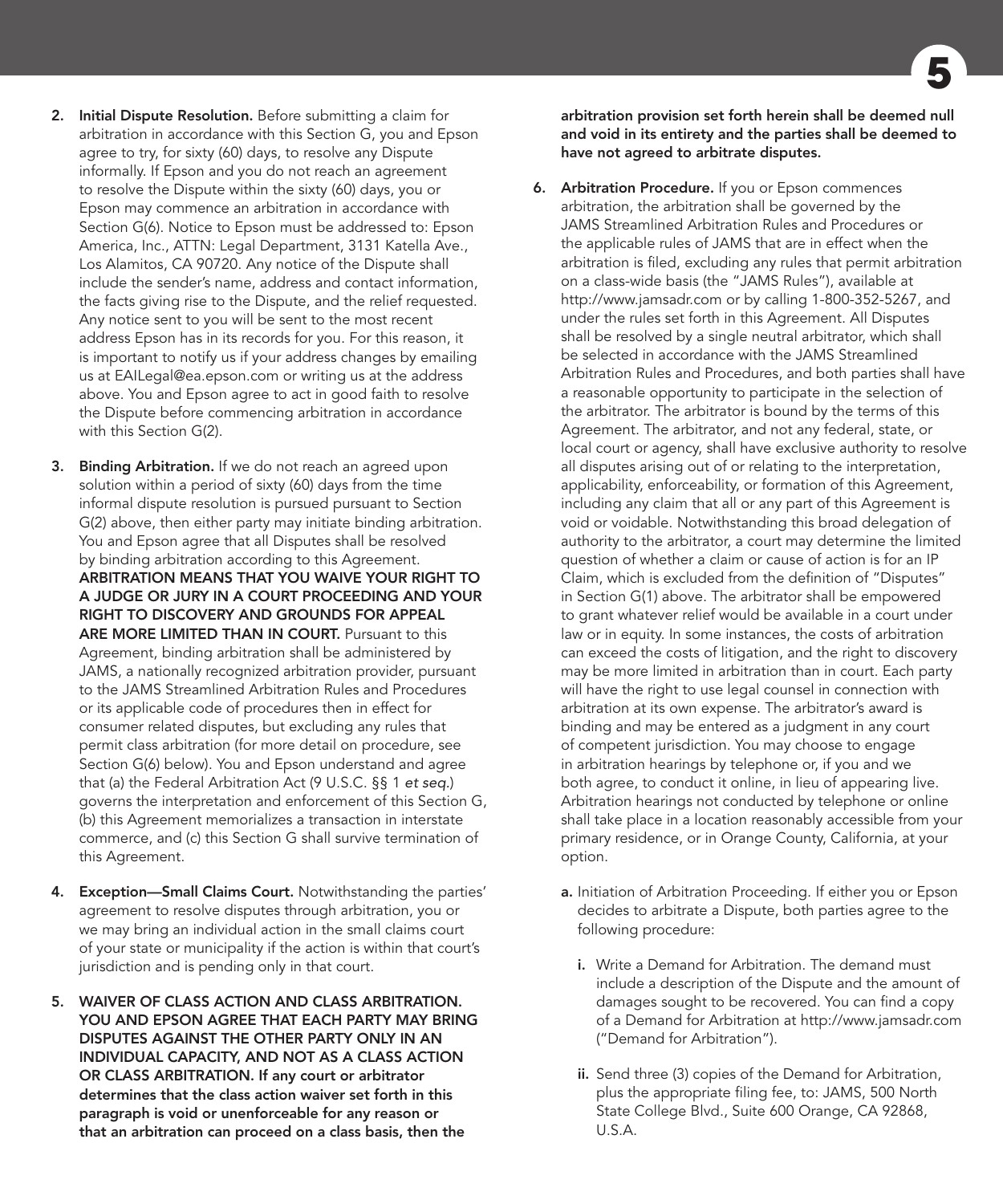2. **Initial Dispute Resolution.** Before submitting a claim for arbitration in accordance with this Section G, you and Epson agree to try, for sixty (60) days, to resolve any Dispute informally. If Epson and you do not reach an agreement to resolve the Dispute within the sixty (60) days, you or Epson may commence an arbitration in accordance with Section G(6). Notice to Epson must be addressed to: Epson America, Inc., ATTN: Legal Department, 3131 Katella Ave., Los Alamitos, CA 90720. Any notice of the Dispute shall include the sender's name, address and contact information, the facts giving rise to the Dispute, and the relief requested. Any notice sent to you will be sent to the most recent address Epson has in its records for you. For this reason, it is important to notify us if your address changes by emailing us at EAILegal@ea.epson.com or writing us at the address above. You and Epson agree to act in good faith to resolve the Dispute before commencing arbitration in accordance with this Section G(2).

3. **Binding Arbitration.** If we do not reach an agreed upon solution within a period of sixty (60) days from the time informal dispute resolution is pursued pursuant to Section G(2) above, then either party may initiate binding arbitration. You and Epson agree that all Disputes shall be resolved by binding arbitration according to this Agreement. **ARBITRATION MEANS THAT YOU WAIVE YOUR RIGHT TO A JUDGE OR JURY IN A COURT PROCEEDING AND YOUR RIGHT TO DISCOVERY AND GROUNDS FOR APPEAL ARE MORE LIMITED THAN IN COURT.** Pursuant to this Agreement, binding arbitration shall be administered by JAMS, a nationally recognized arbitration provider, pursuant to the JAMS Streamlined Arbitration Rules and Procedures or its applicable code of procedures then in effect for consumer related disputes, but excluding any rules that permit class arbitration (for more detail on procedure, see Section G(6) below). You and Epson understand and agree that (a) the Federal Arbitration Act (9 U.S.C. §§ 1 *et seq.*) governs the interpretation and enforcement of this Section G, (b) this Agreement memorializes a transaction in interstate commerce, and (c) this Section G shall survive termination of this Agreement.

4. **Exception—Small Claims Court.** Notwithstanding the parties' agreement to resolve disputes through arbitration, you or we may bring an individual action in the small claims court of your state or municipality if the action is within that court's jurisdiction and is pending only in that court.

5. **WAIVER OF CLASS ACTION AND CLASS ARBITRATION. YOU AND EPSON AGREE THAT EACH PARTY MAY BRING DISPUTES AGAINST THE OTHER PARTY ONLY IN AN INDIVIDUAL CAPACITY, AND NOT AS A CLASS ACTION OR CLASS ARBITRATION. If any court or arbitrator determines that the class action waiver set forth in this paragraph is void or unenforceable for any reason or that an arbitration can proceed on a class basis, then the arbitration provision set forth herein shall be deemed null and void in its entirety and the parties shall be deemed to have not agreed to arbitrate disputes.**

6. **Arbitration Procedure.** If you or Epson commences arbitration, the arbitration shall be governed by the JAMS Streamlined Arbitration Rules and Procedures or the applicable rules of JAMS that are in effect when the arbitration is filed, excluding any rules that permit arbitration on a class-wide basis (the "JAMS Rules"), available at http://www.jamsadr.com or by calling 1-800-352-5267, and under the rules set forth in this Agreement. All Disputes shall be resolved by a single neutral arbitrator, which shall be selected in accordance with the JAMS Streamlined Arbitration Rules and Procedures, and both parties shall have a reasonable opportunity to participate in the selection of the arbitrator. The arbitrator is bound by the terms of this Agreement. The arbitrator, and not any federal, state, or local court or agency, shall have exclusive authority to resolve all disputes arising out of or relating to the interpretation, applicability, enforceability, or formation of this Agreement, including any claim that all or any part of this Agreement is void or voidable. Notwithstanding this broad delegation of authority to the arbitrator, a court may determine the limited question of whether a claim or cause of action is for an IP Claim, which is excluded from the definition of "Disputes" in Section G(1) above. The arbitrator shall be empowered to grant whatever relief would be available in a court under law or in equity. In some instances, the costs of arbitration can exceed the costs of litigation, and the right to discovery may be more limited in arbitration than in court. Each party will have the right to use legal counsel in connection with arbitration at its own expense. The arbitrator's award is binding and may be entered as a judgment in any court of competent jurisdiction. You may choose to engage in arbitration hearings by telephone or, if you and we both agree, to conduct it online, in lieu of appearing live. Arbitration hearings not conducted by telephone or online shall take place in a location reasonably accessible from your primary residence, or in Orange County, California, at your option.

   a. Initiation of Arbitration Proceeding. If either you or Epson decides to arbitrate a Dispute, both parties agree to the following procedure:

      i. Write a Demand for Arbitration. The demand must include a description of the Dispute and the amount of damages sought to be recovered. You can find a copy of a Demand for Arbitration at http://www.jamsadr.com ("Demand for Arbitration").

      ii. Send three (3) copies of the Demand for Arbitration, plus the appropriate filing fee, to: JAMS, 500 North State College Blvd., Suite 600 Orange, CA 92868, U.S.A.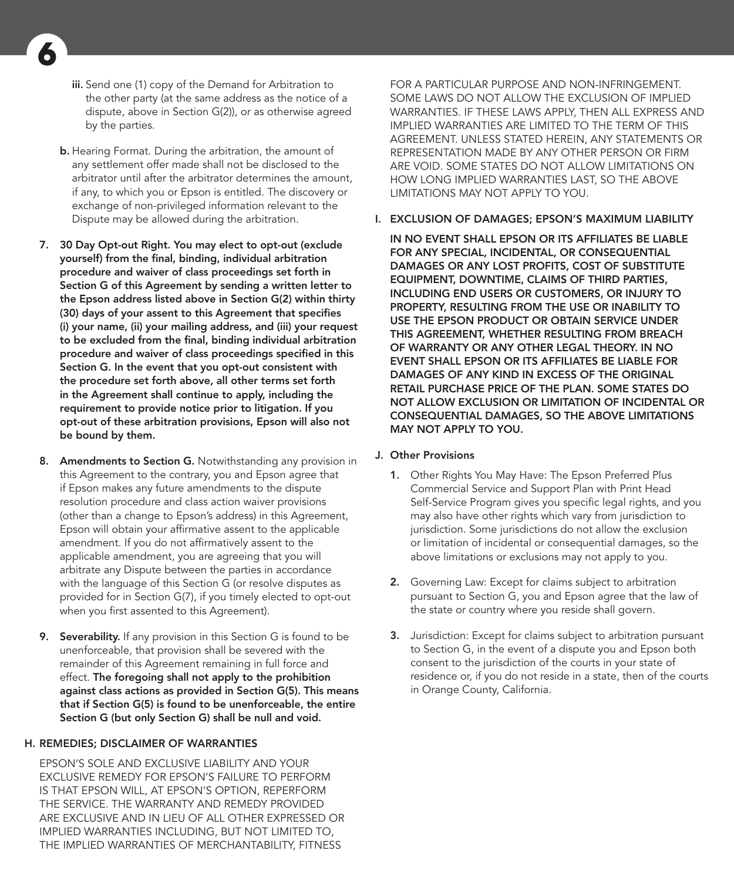iii. Send one (1) copy of the Demand for Arbitration to the other party (at the same address as the notice of a dispute, above in Section G(2)), or as otherwise agreed by the parties.

b. Hearing Format. During the arbitration, the amount of any settlement offer made shall not be disclosed to the arbitrator until after the arbitrator determines the amount, if any, to which you or Epson is entitled. The discovery or exchange of non-privileged information relevant to the Dispute may be allowed during the arbitration.

7. **30 Day Opt-out Right. You may elect to opt-out (exclude yourself) from the final, binding, individual arbitration procedure and waiver of class proceedings set forth in Section G of this Agreement by sending a written letter to the Epson address listed above in Section G(2) within thirty (30) days of your assent to this Agreement that specifies (i) your name, (ii) your mailing address, and (iii) your request to be excluded from the final, binding individual arbitration procedure and waiver of class proceedings specified in this Section G. In the event that you opt-out consistent with the procedure set forth above, all other terms set forth in the Agreement shall continue to apply, including the requirement to provide notice prior to litigation. If you opt-out of these arbitration provisions, Epson will also not be bound by them.**

8. **Amendments to Section G.** Notwithstanding any provision in this Agreement to the contrary, you and Epson agree that if Epson makes any future amendments to the dispute resolution procedure and class action waiver provisions (other than a change to Epson's address) in this Agreement, Epson will obtain your affirmative assent to the applicable amendment. If you do not affirmatively assent to the applicable amendment, you are agreeing that you will arbitrate any Dispute between the parties in accordance with the language of this Section G (or resolve disputes as provided for in Section G(7), if you timely elected to opt-out when you first assented to this Agreement).

9. **Severability.** If any provision in this Section G is found to be unenforceable, that provision shall be severed with the remainder of this Agreement remaining in full force and effect. **The foregoing shall not apply to the prohibition against class actions as provided in Section G(5). This means that if Section G(5) is found to be unenforceable, the entire Section G (but only Section G) shall be null and void.**

## H. REMEDIES; DISCLAIMER OF WARRANTIES

EPSON'S SOLE AND EXCLUSIVE LIABILITY AND YOUR EXCLUSIVE REMEDY FOR EPSON'S FAILURE TO PERFORM IS THAT EPSON WILL, AT EPSON'S OPTION, REPERFORM THE SERVICE. THE WARRANTY AND REMEDY PROVIDED ARE EXCLUSIVE AND IN LIEU OF ALL OTHER EXPRESSED OR IMPLIED WARRANTIES INCLUDING, BUT NOT LIMITED TO, THE IMPLIED WARRANTIES OF MERCHANTABILITY, FITNESS FOR A PARTICULAR PURPOSE AND NON-INFRINGEMENT. SOME LAWS DO NOT ALLOW THE EXCLUSION OF IMPLIED WARRANTIES. IF THESE LAWS APPLY, THEN ALL EXPRESS AND IMPLIED WARRANTIES ARE LIMITED TO THE TERM OF THIS AGREEMENT. UNLESS STATED HEREIN, ANY STATEMENTS OR REPRESENTATION MADE BY ANY OTHER PERSON OR FIRM ARE VOID. SOME STATES DO NOT ALLOW LIMITATIONS ON HOW LONG IMPLIED WARRANTIES LAST, SO THE ABOVE LIMITATIONS MAY NOT APPLY TO YOU.

## I. EXCLUSION OF DAMAGES; EPSON'S MAXIMUM LIABILITY

**IN NO EVENT SHALL EPSON OR ITS AFFILIATES BE LIABLE FOR ANY SPECIAL, INCIDENTAL, OR CONSEQUENTIAL DAMAGES OR ANY LOST PROFITS, COST OF SUBSTITUTE EQUIPMENT, DOWNTIME, CLAIMS OF THIRD PARTIES, INCLUDING END USERS OR CUSTOMERS, OR INJURY TO PROPERTY, RESULTING FROM THE USE OR INABILITY TO USE THE EPSON PRODUCT OR OBTAIN SERVICE UNDER THIS AGREEMENT, WHETHER RESULTING FROM BREACH OF WARRANTY OR ANY OTHER LEGAL THEORY. IN NO EVENT SHALL EPSON OR ITS AFFILIATES BE LIABLE FOR DAMAGES OF ANY KIND IN EXCESS OF THE ORIGINAL RETAIL PURCHASE PRICE OF THE PLAN. SOME STATES DO NOT ALLOW EXCLUSION OR LIMITATION OF INCIDENTAL OR CONSEQUENTIAL DAMAGES, SO THE ABOVE LIMITATIONS MAY NOT APPLY TO YOU.**

## J. Other Provisions

1. Other Rights You May Have: The Epson Preferred Plus Commercial Service and Support Plan with Print Head Self-Service Program gives you specific legal rights, and you may also have other rights which vary from jurisdiction to jurisdiction. Some jurisdictions do not allow the exclusion or limitation of incidental or consequential damages, so the above limitations or exclusions may not apply to you.

2. Governing Law: Except for claims subject to arbitration pursuant to Section G, you and Epson agree that the law of the state or country where you reside shall govern.

3. Jurisdiction: Except for claims subject to arbitration pursuant to Section G, in the event of a dispute you and Epson both consent to the jurisdiction of the courts in your state of residence or, if you do not reside in a state, then of the courts in Orange County, California.